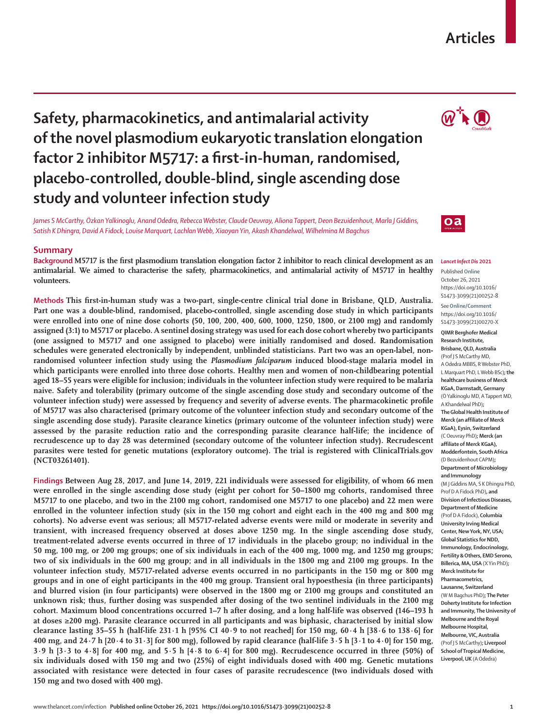Articles

# Safety, pharmacokinetics, and antimalarial activity of the novel plasmodium eukaryotic translation elongation factor 2 inhibitor M5717: a first-in-human, randomised, placebo-controlled, double-blind, single ascending dose study and volunteer infection study

*James S McCarthy, Özkan Yalkinoglu, Anand Odedra, Rebecca Webster, Claude Oeuvray, Aliona Tappert, Deon Bezuidenhout, Marla J Giddins, Satish K Dhingra, David A Fidock, Louise Marquart, Lachlan Webb, Xiaoyan Yin, Akash Khandelwal, Wilhelmina M Bagchus*

## Summary

**Background** M5717 is the first plasmodium translation elongation factor 2 inhibitor to reach clinical development as an antimalarial. We aimed to characterise the safety, pharmacokinetics, and antimalarial activity of M5717 in healthy volunteers.

**Methods** This first-in-human study was a two-part, single-centre clinical trial done in Brisbane, QLD, Australia. Part one was a double-blind, randomised, placebo-controlled, single ascending dose study in which participants were enrolled into one of nine dose cohorts (50, 100, 200, 400, 600, 1000, 1250, 1800, or 2100 mg) and randomly assigned (3:1) to M5717 or placebo. A sentinel dosing strategy was used for each dose cohort whereby two participants (one assigned to M5717 and one assigned to placebo) were initially randomised and dosed. Randomisation schedules were generated electronically by independent, unblinded statisticians. Part two was an open-label, non-randomised volunteer infection study using the *Plasmodium falciparum* induced blood-stage malaria model in which participants were enrolled into three dose cohorts. Healthy men and women of non-childbearing potential aged 18–55 years were eligible for inclusion; individuals in the volunteer infection study were required to be malaria naive. Safety and tolerability (primary outcome of the single ascending dose study and secondary outcome of the volunteer infection study) were assessed by frequency and severity of adverse events. The pharmacokinetic profile of M5717 was also characterised (primary outcome of the volunteer infection study and secondary outcome of the single ascending dose study). Parasite clearance kinetics (primary outcome of the volunteer infection study) were assessed by the parasite reduction ratio and the corresponding parasite clearance half-life; the incidence of recrudescence up to day 28 was determined (secondary outcome of the volunteer infection study). Recrudescent parasites were tested for genetic mutations (exploratory outcome). The trial is registered with ClinicalTrials.gov (NCT03261401).

**Findings** Between Aug 28, 2017, and June 14, 2019, 221 individuals were assessed for eligibility, of whom 66 men were enrolled in the single ascending dose study (eight per cohort for 50–1800 mg cohorts, randomised three M5717 to one placebo, and two in the 2100 mg cohort, randomised one M5717 to one placebo) and 22 men were enrolled in the volunteer infection study (six in the 150 mg cohort and eight each in the 400 mg and 800 mg cohorts). No adverse event was serious; all M5717-related adverse events were mild or moderate in severity and transient, with increased frequency observed at doses above 1250 mg. In the single ascending dose study, treatment-related adverse events occurred in three of 17 individuals in the placebo group; no individual in the 50 mg, 100 mg, or 200 mg groups; one of six individuals in each of the 400 mg, 1000 mg, and 1250 mg groups; two of six individuals in the 600 mg group; and in all individuals in the 1800 mg and 2100 mg groups. In the volunteer infection study, M5717-related adverse events occurred in no participants in the 150 mg or 800 mg groups and in one of eight participants in the 400 mg group. Transient oral hypoesthesia (in three participants) and blurred vision (in four participants) were observed in the 1800 mg or 2100 mg groups and constituted an unknown risk; thus, further dosing was suspended after dosing of the two sentinel individuals in the 2100 mg cohort. Maximum blood concentrations occurred 1–7 h after dosing, and a long half-life was observed (146–193 h at doses ≥200 mg). Parasite clearance occurred in all participants and was biphasic, characterised by initial slow clearance lasting 35–55 h (half-life 231·1 h [95% CI 40·9 to not reached] for 150 mg, 60·4 h [38·6 to 138·6] for 400 mg, and 24·7 h [20·4 to 31·3] for 800 mg), followed by rapid clearance (half-life 3·5 h [3·1 to 4·0] for 150 mg, 3·9 h [3·3 to 4·8] for 400 mg, and 5·5 h [4·8 to 6·4] for 800 mg). Recrudescence occurred in three (50%) of six individuals dosed with 150 mg and two (25%) of eight individuals dosed with 400 mg. Genetic mutations associated with resistance were detected in four cases of parasite recrudescence (two individuals dosed with 150 mg and two dosed with 400 mg).

*Lancet Infect Dis* 2021

Published **Online** October 26, 2021 https://doi.org/10.1016/S1473-3099(21)00252-8

See **Online/Comment** https://doi.org/10.1016/S1473-3099(21)00270-X

**QIMR Berghofer Medical Research Institute, Brisbane, QLD, Australia** (Prof J S McCarthy MD, A Odedra MBBS, R Webster PhD, L Marquart PhD, L Webb BSc); **the healthcare business of Merck KGaA, Darmstadt, Germany** (Ö Yalkinoglu MD, A Tappert MD, A Khandelwal PhD); **The Global Health Institute of Merck (an affiliate of Merck KGaA), Eysin, Switzerland** (C Oeuvray PhD); **Merck (an affiliate of Merck KGaA), Modderfontein, South Africa** (D Bezuidenhout CAPM); **Department of Microbiology and Immunology** (M J Giddins MA, S K Dhingra PhD, Prof D A Fidock PhD), **and Division of Infectious Diseases, Department of Medicine** (Prof D A Fidock), **Columbia University Irving Medical Center, New York, NY, USA; Global Statistics for NDD, Immunology, Endocrinology, Fertility & Others, EMD Serono, Billerica, MA, USA** (X Yin PhD); **Merck Institute for Pharmacometrics, Lausanne, Switzerland** (W M Bagchus PhD); **The Peter Doherty Institute for Infection and Immunity, The University of Melbourne and the Royal Melbourne Hospital, Melbourne, VIC, Australia** (Prof J S McCarthy); **Liverpool School of Tropical Medicine, Liverpool, UK** (A Odedra)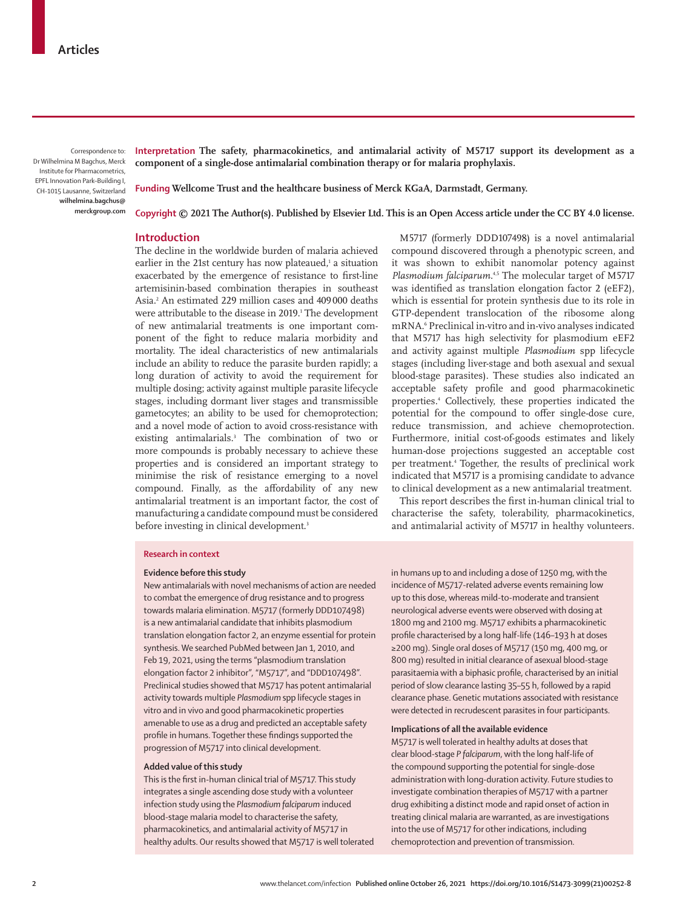Correspondence to: Dr Wilhelmina M Bagchus, Merck Institute for Pharmacometrics, EPFL Innovation Park–Building I, CH-1015 Lausanne, Switzerland **wilhelmina.bagchus@merckgroup.com**

**Interpretation** **The safety, pharmacokinetics, and antimalarial activity of M5717 support its development as a component of a single-dose antimalarial combination therapy or for malaria prophylaxis.**

**Funding** **Wellcome Trust and the healthcare business of Merck KGaA, Darmstadt, Germany.**

**Copyright © 2021 The Author(s). Published by Elsevier Ltd. This is an Open Access article under the CC BY 4.0 license.**

## Introduction

The decline in the worldwide burden of malaria achieved earlier in the 21st century has now plateaued,[1] a situation exacerbated by the emergence of resistance to first-line artemisinin-based combination therapies in southeast Asia.[2] An estimated 229 million cases and 409 000 deaths were attributable to the disease in 2019.[1] The development of new antimalarial treatments is one important component of the fight to reduce malaria morbidity and mortality. The ideal characteristics of new antimalarials include an ability to reduce the parasite burden rapidly; a long duration of activity to avoid the requirement for multiple dosing; activity against multiple parasite lifecycle stages, including dormant liver stages and transmissible gametocytes; an ability to be used for chemoprotection; and a novel mode of action to avoid cross-resistance with existing antimalarials.[3] The combination of two or more compounds is probably necessary to achieve these properties and is considered an important strategy to minimise the risk of resistance emerging to a novel compound. Finally, as the affordability of any new antimalarial treatment is an important factor, the cost of manufacturing a candidate compound must be considered before investing in clinical development.[3]

M5717 (formerly DDD107498) is a novel antimalarial compound discovered through a phenotypic screen, and it was shown to exhibit nanomolar potency against *Plasmodium falciparum*.[4,5] The molecular target of M5717 was identified as translation elongation factor 2 (eEF2), which is essential for protein synthesis due to its role in GTP-dependent translocation of the ribosome along mRNA.[6] Preclinical in-vitro and in-vivo analyses indicated that M5717 has high selectivity for plasmodium eEF2 and activity against multiple *Plasmodium* spp lifecycle stages (including liver-stage and both asexual and sexual blood-stage parasites). These studies also indicated an acceptable safety profile and good pharmacokinetic properties.[4] Collectively, these properties indicated the potential for the compound to offer single-dose cure, reduce transmission, and achieve chemoprotection. Furthermore, initial cost-of-goods estimates and likely human-dose projections suggested an acceptable cost per treatment.[4] Together, the results of preclinical work indicated that M5717 is a promising candidate to advance to clinical development as a new antimalarial treatment.

This report describes the first in-human clinical trial to characterise the safety, tolerability, pharmacokinetics, and antimalarial activity of M5717 in healthy volunteers.

### Research in context

**Evidence before this study**

New antimalarials with novel mechanisms of action are needed to combat the emergence of drug resistance and to progress towards malaria elimination. M5717 (formerly DDD107498) is a new antimalarial candidate that inhibits plasmodium translation elongation factor 2, an enzyme essential for protein synthesis. We searched PubMed between Jan 1, 2010, and Feb 19, 2021, using the terms "plasmodium translation elongation factor 2 inhibitor", "M5717", and "DDD107498". Preclinical studies showed that M5717 has potent antimalarial activity towards multiple *Plasmodium* spp lifecycle stages in vitro and in vivo and good pharmacokinetic properties amenable to use as a drug and predicted an acceptable safety profile in humans. Together these findings supported the progression of M5717 into clinical development.

**Added value of this study**

This is the first in-human clinical trial of M5717. This study integrates a single ascending dose study with a volunteer infection study using the *Plasmodium falciparum* induced blood-stage malaria model to characterise the safety, pharmacokinetics, and antimalarial activity of M5717 in healthy adults. Our results showed that M5717 is well tolerated in humans up to and including a dose of 1250 mg, with the incidence of M5717-related adverse events remaining low up to this dose, whereas mild-to-moderate and transient neurological adverse events were observed with dosing at 1800 mg and 2100 mg. M5717 exhibits a pharmacokinetic profile characterised by a long half-life (146–193 h at doses ≥200 mg). Single oral doses of M5717 (150 mg, 400 mg, or 800 mg) resulted in initial clearance of asexual blood-stage parasitaemia with a biphasic profile, characterised by an initial period of slow clearance lasting 35–55 h, followed by a rapid clearance phase. Genetic mutations associated with resistance were detected in recrudescent parasites in four participants.

**Implications of all the available evidence**

M5717 is well tolerated in healthy adults at doses that clear blood-stage *P falciparum*, with the long half-life of the compound supporting the potential for single-dose administration with long-duration activity. Future studies to investigate combination therapies of M5717 with a partner drug exhibiting a distinct mode and rapid onset of action in treating clinical malaria are warranted, as are investigations into the use of M5717 for other indications, including chemoprotection and prevention of transmission.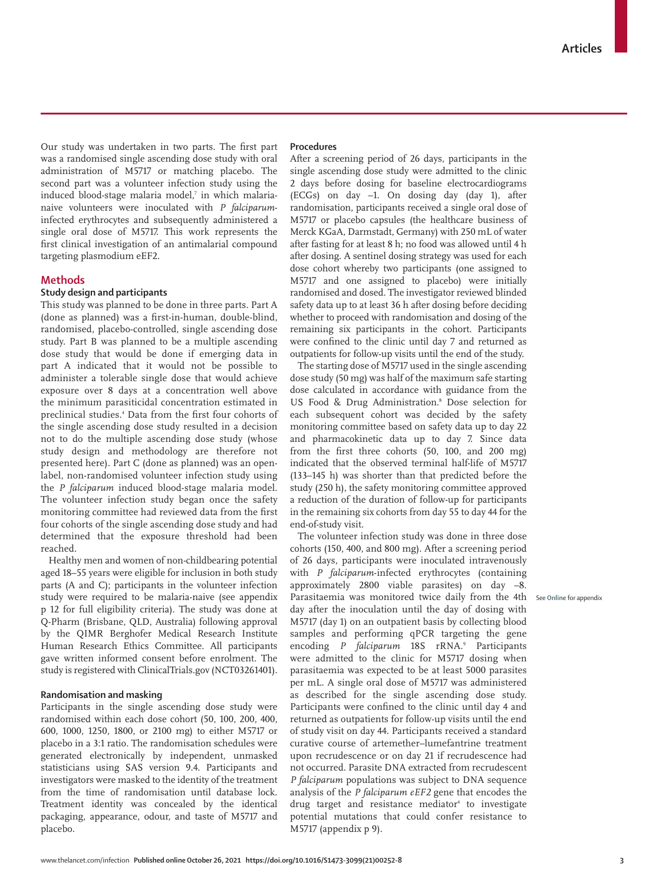Our study was undertaken in two parts. The first part was a randomised single ascending dose study with oral administration of M5717 or matching placebo. The second part was a volunteer infection study using the induced blood-stage malaria model,[7] in which malaria-naive volunteers were inoculated with *P falciparum*-infected erythrocytes and subsequently administered a single oral dose of M5717. This work represents the first clinical investigation of an antimalarial compound targeting plasmodium eEF2.

## Methods

### Study design and participants

This study was planned to be done in three parts. Part A (done as planned) was a first-in-human, double-blind, randomised, placebo-controlled, single ascending dose study. Part B was planned to be a multiple ascending dose study that would be done if emerging data in part A indicated that it would not be possible to administer a tolerable single dose that would achieve exposure over 8 days at a concentration well above the minimum parasiticidal concentration estimated in preclinical studies.[4] Data from the first four cohorts of the single ascending dose study resulted in a decision not to do the multiple ascending dose study (whose study design and methodology are therefore not presented here). Part C (done as planned) was an open-label, non-randomised volunteer infection study using the *P falciparum* induced blood-stage malaria model. The volunteer infection study began once the safety monitoring committee had reviewed data from the first four cohorts of the single ascending dose study and had determined that the exposure threshold had been reached.

Healthy men and women of non-childbearing potential aged 18–55 years were eligible for inclusion in both study parts (A and C); participants in the volunteer infection study were required to be malaria-naive (see appendix p 12 for full eligibility criteria). The study was done at Q-Pharm (Brisbane, QLD, Australia) following approval by the QIMR Berghofer Medical Research Institute Human Research Ethics Committee. All participants gave written informed consent before enrolment. The study is registered with ClinicalTrials.gov (NCT03261401).

### Randomisation and masking

Participants in the single ascending dose study were randomised within each dose cohort (50, 100, 200, 400, 600, 1000, 1250, 1800, or 2100 mg) to either M5717 or placebo in a 3:1 ratio. The randomisation schedules were generated electronically by independent, unmasked statisticians using SAS version 9.4. Participants and investigators were masked to the identity of the treatment from the time of randomisation until database lock. Treatment identity was concealed by the identical packaging, appearance, odour, and taste of M5717 and placebo.

### Procedures

After a screening period of 26 days, participants in the single ascending dose study were admitted to the clinic 2 days before dosing for baseline electrocardiograms (ECGs) on day –1. On dosing day (day 1), after randomisation, participants received a single oral dose of M5717 or placebo capsules (the healthcare business of Merck KGaA, Darmstadt, Germany) with 250 mL of water after fasting for at least 8 h; no food was allowed until 4 h after dosing. A sentinel dosing strategy was used for each dose cohort whereby two participants (one assigned to M5717 and one assigned to placebo) were initially randomised and dosed. The investigator reviewed blinded safety data up to at least 36 h after dosing before deciding whether to proceed with randomisation and dosing of the remaining six participants in the cohort. Participants were confined to the clinic until day 7 and returned as outpatients for follow-up visits until the end of the study.

The starting dose of M5717 used in the single ascending dose study (50 mg) was half of the maximum safe starting dose calculated in accordance with guidance from the US Food & Drug Administration.[8] Dose selection for each subsequent cohort was decided by the safety monitoring committee based on safety data up to day 22 and pharmacokinetic data up to day 7. Since data from the first three cohorts (50, 100, and 200 mg) indicated that the observed terminal half-life of M5717 (133–145 h) was shorter than that predicted before the study (250 h), the safety monitoring committee approved a reduction of the duration of follow-up for participants in the remaining six cohorts from day 55 to day 44 for the end-of-study visit.

The volunteer infection study was done in three dose cohorts (150, 400, and 800 mg). After a screening period of 26 days, participants were inoculated intravenously with *P falciparum*-infected erythrocytes (containing approximately 2800 viable parasites) on day –8. Parasitaemia was monitored twice daily from the 4th day after the inoculation until the day of dosing with M5717 (day 1) on an outpatient basis by collecting blood samples and performing qPCR targeting the gene encoding *P falciparum* 18S rRNA.[9] Participants were admitted to the clinic for M5717 dosing when parasitaemia was expected to be at least 5000 parasites per mL. A single oral dose of M5717 was administered as described for the single ascending dose study. Participants were confined to the clinic until day 4 and returned as outpatients for follow-up visits until the end of study visit on day 44. Participants received a standard curative course of artemether–lumefantrine treatment upon recrudescence or on day 21 if recrudescence had not occurred. Parasite DNA extracted from recrudescent *P falciparum* populations was subject to DNA sequence analysis of the *P falciparum eEF2* gene that encodes the drug target and resistance mediator[4] to investigate potential mutations that could confer resistance to M5717 (appendix p 9).

See **Online** for appendix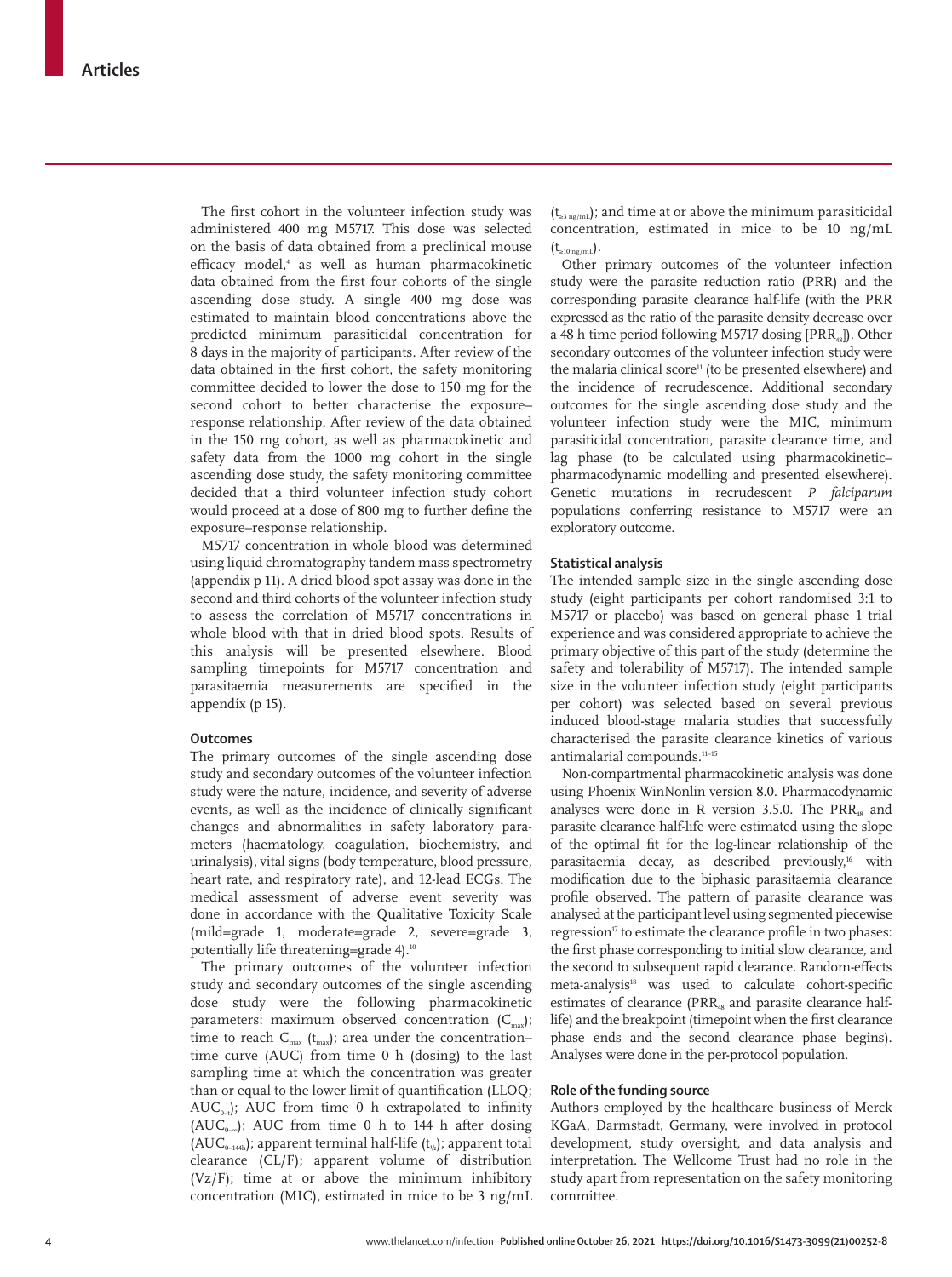The first cohort in the volunteer infection study was administered 400 mg M5717. This dose was selected on the basis of data obtained from a preclinical mouse efficacy model,[4] as well as human pharmacokinetic data obtained from the first four cohorts of the single ascending dose study. A single 400 mg dose was estimated to maintain blood concentrations above the predicted minimum parasiticidal concentration for 8 days in the majority of participants. After review of the data obtained in the first cohort, the safety monitoring committee decided to lower the dose to 150 mg for the second cohort to better characterise the exposure–response relationship. After review of the data obtained in the 150 mg cohort, as well as pharmacokinetic and safety data from the 1000 mg cohort in the single ascending dose study, the safety monitoring committee decided that a third volunteer infection study cohort would proceed at a dose of 800 mg to further define the exposure–response relationship.

M5717 concentration in whole blood was determined using liquid chromatography tandem mass spectrometry (appendix p 11). A dried blood spot assay was done in the second and third cohorts of the volunteer infection study to assess the correlation of M5717 concentrations in whole blood with that in dried blood spots. Results of this analysis will be presented elsewhere. Blood sampling timepoints for M5717 concentration and parasitaemia measurements are specified in the appendix (p 15).

## Outcomes

The primary outcomes of the single ascending dose study and secondary outcomes of the volunteer infection study were the nature, incidence, and severity of adverse events, as well as the incidence of clinically significant changes and abnormalities in safety laboratory parameters (haematology, coagulation, biochemistry, and urinalysis), vital signs (body temperature, blood pressure, heart rate, and respiratory rate), and 12-lead ECGs. The medical assessment of adverse event severity was done in accordance with the Qualitative Toxicity Scale (mild=grade 1, moderate=grade 2, severe=grade 3, potentially life threatening=grade 4).[10]

The primary outcomes of the volunteer infection study and secondary outcomes of the single ascending dose study were the following pharmacokinetic parameters: maximum observed concentration ($C_{max}$); time to reach $C_{max}$ ($t_{max}$); area under the concentration–time curve (AUC) from time 0 h (dosing) to the last sampling time at which the concentration was greater than or equal to the lower limit of quantification (LLOQ; $AUC_{0-t}$); AUC from time 0 h extrapolated to infinity ($AUC_{0-\infty}$); AUC from time 0 h to 144 h after dosing ($AUC_{0-144h}$); apparent terminal half-life ($t_{½}$); apparent total clearance (CL/F); apparent volume of distribution (Vz/F); time at or above the minimum inhibitory concentration (MIC), estimated in mice to be 3 ng/mL ($t_{\geq 3\ ng/mL}$); and time at or above the minimum parasiticidal concentration, estimated in mice to be 10 ng/mL ($t_{\geq 10\ ng/mL}$).

Other primary outcomes of the volunteer infection study were the parasite reduction ratio (PRR) and the corresponding parasite clearance half-life (with the PRR expressed as the ratio of the parasite density decrease over a 48 h time period following M5717 dosing [$PRR_{48}$]). Other secondary outcomes of the volunteer infection study were the malaria clinical score[11] (to be presented elsewhere) and the incidence of recrudescence. Additional secondary outcomes for the single ascending dose study and the volunteer infection study were the MIC, minimum parasiticidal concentration, parasite clearance time, and lag phase (to be calculated using pharmacokinetic–pharmacodynamic modelling and presented elsewhere). Genetic mutations in recrudescent *P falciparum* populations conferring resistance to M5717 were an exploratory outcome.

## Statistical analysis

The intended sample size in the single ascending dose study (eight participants per cohort randomised 3:1 to M5717 or placebo) was based on general phase 1 trial experience and was considered appropriate to achieve the primary objective of this part of the study (determine the safety and tolerability of M5717). The intended sample size in the volunteer infection study (eight participants per cohort) was selected based on several previous induced blood-stage malaria studies that successfully characterised the parasite clearance kinetics of various antimalarial compounds.[11–15]

Non-compartmental pharmacokinetic analysis was done using Phoenix WinNonlin version 8.0. Pharmacodynamic analyses were done in R version 3.5.0. The $PRR_{48}$ and parasite clearance half-life were estimated using the slope of the optimal fit for the log-linear relationship of the parasitaemia decay, as described previously,[16] with modification due to the biphasic parasitaemia clearance profile observed. The pattern of parasite clearance was analysed at the participant level using segmented piecewise regression[17] to estimate the clearance profile in two phases: the first phase corresponding to initial slow clearance, and the second to subsequent rapid clearance. Random-effects meta-analysis[18] was used to calculate cohort-specific estimates of clearance ($PRR_{48}$ and parasite clearance half-life) and the breakpoint (timepoint when the first clearance phase ends and the second clearance phase begins). Analyses were done in the per-protocol population.

## Role of the funding source

Authors employed by the healthcare business of Merck KGaA, Darmstadt, Germany, were involved in protocol development, study oversight, and data analysis and interpretation. The Wellcome Trust had no role in the study apart from representation on the safety monitoring committee.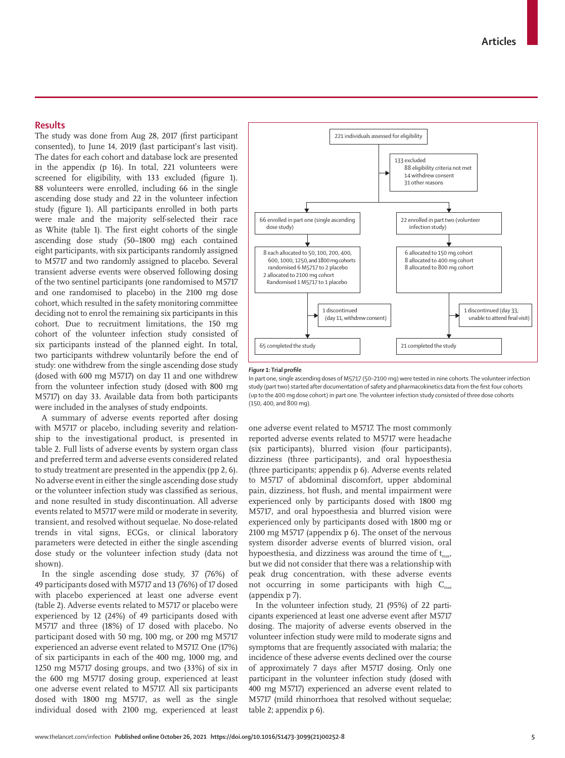## Results

The study was done from Aug 28, 2017 (first participant consented), to June 14, 2019 (last participant's last visit). The dates for each cohort and database lock are presented in the appendix (p 16). In total, 221 volunteers were screened for eligibility, with 133 excluded (figure 1). 88 volunteers were enrolled, including 66 in the single ascending dose study and 22 in the volunteer infection study (figure 1). All participants enrolled in both parts were male and the majority self-selected their race as White (table 1). The first eight cohorts of the single ascending dose study (50–1800 mg) each contained eight participants, with six participants randomly assigned to M5717 and two randomly assigned to placebo. Several transient adverse events were observed following dosing of the two sentinel participants (one randomised to M5717 and one randomised to placebo) in the 2100 mg dose cohort, which resulted in the safety monitoring committee deciding not to enrol the remaining six participants in this cohort. Due to recruitment limitations, the 150 mg cohort of the volunteer infection study consisted of six participants instead of the planned eight. In total, two participants withdrew voluntarily before the end of study: one withdrew from the single ascending dose study (dosed with 600 mg M5717) on day 11 and one withdrew from the volunteer infection study (dosed with 800 mg M5717) on day 33. Available data from both participants were included in the analyses of study endpoints.

A summary of adverse events reported after dosing with M5717 or placebo, including severity and relationship to the investigational product, is presented in table 2. Full lists of adverse events by system organ class and preferred term and adverse events considered related to study treatment are presented in the appendix (pp 2, 6). No adverse event in either the single ascending dose study or the volunteer infection study was classified as serious, and none resulted in study discontinuation. All adverse events related to M5717 were mild or moderate in severity, transient, and resolved without sequelae. No dose-related trends in vital signs, ECGs, or clinical laboratory parameters were detected in either the single ascending dose study or the volunteer infection study (data not shown).

In the single ascending dose study, 37 (76%) of 49 participants dosed with M5717 and 13 (76%) of 17 dosed with placebo experienced at least one adverse event (table 2). Adverse events related to M5717 or placebo were experienced by 12 (24%) of 49 participants dosed with M5717 and three (18%) of 17 dosed with placebo. No participant dosed with 50 mg, 100 mg, or 200 mg M5717 experienced an adverse event related to M5717. One (17%) of six participants in each of the 400 mg, 1000 mg, and 1250 mg M5717 dosing groups, and two (33%) of six in the 600 mg M5717 dosing group, experienced at least one adverse event related to M5717. All six participants dosed with 1800 mg M5717, as well as the single individual dosed with 2100 mg, experienced at least one adverse event related to M5717. The most commonly reported adverse events related to M5717 were headache (six participants), blurred vision (four participants), dizziness (three participants), and oral hypoesthesia (three participants; appendix p 6). Adverse events related to M5717 of abdominal discomfort, upper abdominal pain, dizziness, hot flush, and mental impairment were experienced only by participants dosed with 1800 mg M5717, and oral hypoesthesia and blurred vision were experienced only by participants dosed with 1800 mg or 2100 mg M5717 (appendix p 6). The onset of the nervous system disorder adverse events of blurred vision, oral hypoesthesia, and dizziness was around the time of $t_{max}$, but we did not consider that there was a relationship with peak drug concentration, with these adverse events not occurring in some participants with high $C_{max}$ (appendix p 7).

In the volunteer infection study, 21 (95%) of 22 participants experienced at least one adverse event after M5717 dosing. The majority of adverse events observed in the volunteer infection study were mild to moderate signs and symptoms that are frequently associated with malaria; the incidence of these adverse events declined over the course of approximately 7 days after M5717 dosing. Only one participant in the volunteer infection study (dosed with 400 mg M5717) experienced an adverse event related to M5717 (mild rhinorrhoea that resolved without sequelae; table 2; appendix p 6).

221 individuals assessed for eligibility

133 excluded
- 88 eligibility criteria not met
- 14 withdrew consent
- 31 other reasons

66 enrolled in part one (single ascending dose study) | 22 enrolled in part two (volunteer infection study)

8 each allocated to 50, 100, 200, 400, 600, 1000, 1250, and 1800 mg cohorts randomised 6 M5717 to 2 placebo; 2 allocated to 2100 mg cohort Randomised 1 M5717 to 1 placebo | 6 allocated to 150 mg cohort; 8 allocated to 400 mg cohort; 8 allocated to 800 mg cohort

1 discontinued (day 11, withdrew consent) | 1 discontinued (day 33, unable to attend final visit)

65 completed the study | 21 completed the study

*Figure 1:* **Trial profile**

In part one, single ascending doses of M5717 (50–2100 mg) were tested in nine cohorts. The volunteer infection study (part two) started after documentation of safety and pharmacokinetics data from the first four cohorts (up to the 400 mg dose cohort) in part one. The volunteer infection study consisted of three dose cohorts (150, 400, and 800 mg).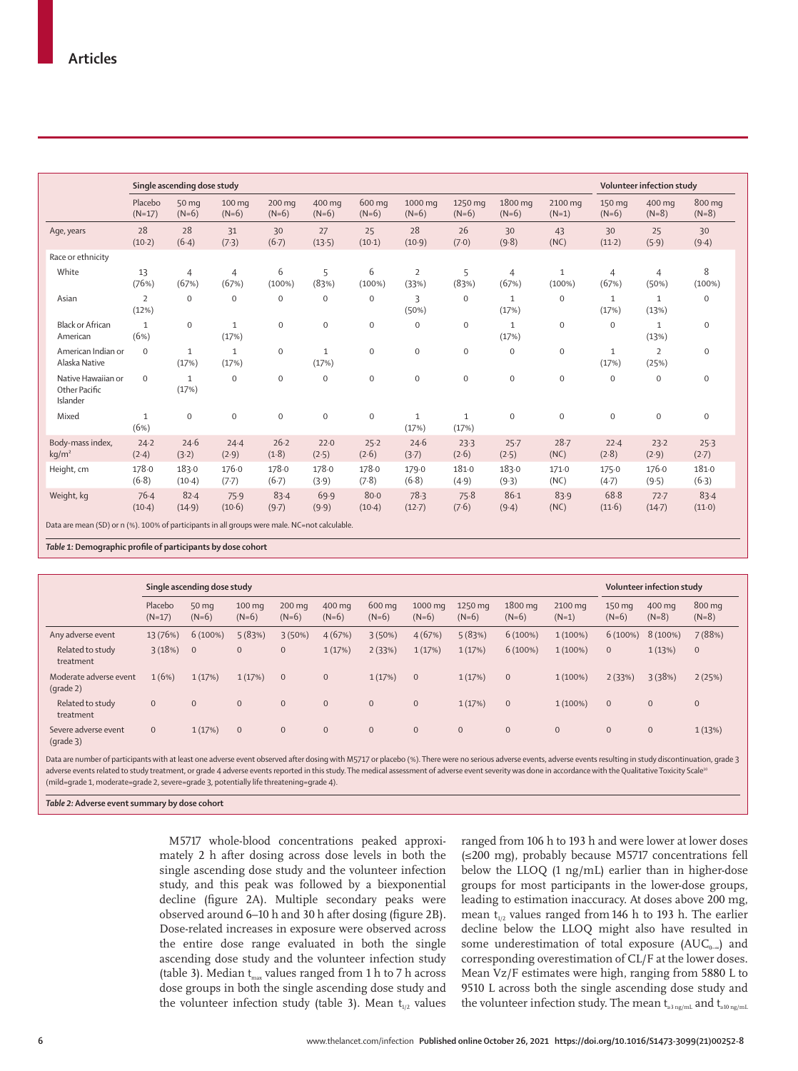| | Single ascending dose study | | | | | | | | | | Volunteer infection study | | |
|---|---|---|---|---|---|---|---|---|---|---|---|---|---|
| | Placebo (N=17) | 50 mg (N=6) | 100 mg (N=6) | 200 mg (N=6) | 400 mg (N=6) | 600 mg (N=6) | 1000 mg (N=6) | 1250 mg (N=6) | 1800 mg (N=6) | 2100 mg (N=1) | 150 mg (N=6) | 400 mg (N=8) | 800 mg (N=8) |
| Age, years | 28 (10·2) | 28 (6·4) | 31 (7·3) | 30 (6·7) | 27 (13·5) | 25 (10·1) | 28 (10·9) | 26 (7·0) | 30 (9·8) | 43 (NC) | 30 (11·2) | 25 (5·9) | 30 (9·4) |
| Race or ethnicity | | | | | | | | | | | | | |
| White | 13 (76%) | 4 (67%) | 4 (67%) | 6 (100%) | 5 (83%) | 6 (100%) | 2 (33%) | 5 (83%) | 4 (67%) | 1 (100%) | 4 (67%) | 4 (50%) | 8 (100%) |
| Asian | 2 (12%) | 0 | 0 | 0 | 0 | 0 | 3 (50%) | 0 | 1 (17%) | 0 | 1 (17%) | 1 (13%) | 0 |
| Black or African American | 1 (6%) | 0 | 1 (17%) | 0 | 0 | 0 | 0 | 0 | 1 (17%) | 0 | 0 | 1 (13%) | 0 |
| American Indian or Alaska Native | 0 | 1 (17%) | 1 (17%) | 0 | 1 (17%) | 0 | 0 | 0 | 0 | 0 | 1 (17%) | 2 (25%) | 0 |
| Native Hawaiian or Other Pacific Islander | 0 | 1 (17%) | 0 | 0 | 0 | 0 | 0 | 0 | 0 | 0 | 0 | 0 | 0 |
| Mixed | 1 (6%) | 0 | 0 | 0 | 0 | 0 | 1 (17%) | 1 (17%) | 0 | 0 | 0 | 0 | 0 |
| Body-mass index, kg/m² | 24·2 (2·4) | 24·6 (3·2) | 24·4 (2·9) | 26·2 (1·8) | 22·0 (2·5) | 25·2 (2·6) | 24·6 (3·7) | 23·3 (2·6) | 25·7 (2·5) | 28·7 (NC) | 22·4 (2·8) | 23·2 (2·9) | 25·3 (2·7) |
| Height, cm | 178·0 (6·8) | 183·0 (10·4) | 176·0 (7·7) | 178·0 (6·7) | 178·0 (3·9) | 178·0 (7·8) | 179·0 (6·8) | 181·0 (4·9) | 183·0 (9·3) | 171·0 (NC) | 175·0 (4·7) | 176·0 (9·5) | 181·0 (6·3) |
| Weight, kg | 76·4 (10·4) | 82·4 (14·9) | 75·9 (10·6) | 83·4 (9·7) | 69·9 (9·9) | 80·0 (10·4) | 78·3 (12·7) | 75·8 (7·6) | 86·1 (9·4) | 83·9 (NC) | 68·8 (11·6) | 72·7 (14·7) | 83·4 (11·0) |

Data are mean (SD) or n (%). 100% of participants in all groups were male. NC=not calculable.

*Table 1:* **Demographic profile of participants by dose cohort**

| | Single ascending dose study | | | | | | | | | | Volunteer infection study | | |
|---|---|---|---|---|---|---|---|---|---|---|---|---|---|
| | Placebo (N=17) | 50 mg (N=6) | 100 mg (N=6) | 200 mg (N=6) | 400 mg (N=6) | 600 mg (N=6) | 1000 mg (N=6) | 1250 mg (N=6) | 1800 mg (N=6) | 2100 mg (N=1) | 150 mg (N=6) | 400 mg (N=8) | 800 mg (N=8) |
| Any adverse event | 13 (76%) | 6 (100%) | 5 (83%) | 3 (50%) | 4 (67%) | 3 (50%) | 4 (67%) | 5 (83%) | 6 (100%) | 1 (100%) | 6 (100%) | 8 (100%) | 7 (88%) |
| Related to study treatment | 3 (18%) | 0 | 0 | 0 | 1 (17%) | 2 (33%) | 1 (17%) | 1 (17%) | 6 (100%) | 1 (100%) | 0 | 1 (13%) | 0 |
| Moderate adverse event (grade 2) | 1 (6%) | 1 (17%) | 1 (17%) | 0 | 0 | 1 (17%) | 0 | 1 (17%) | 0 | 1 (100%) | 2 (33%) | 3 (38%) | 2 (25%) |
| Related to study treatment | 0 | 0 | 0 | 0 | 0 | 0 | 0 | 1 (17%) | 0 | 1 (100%) | 0 | 0 | 0 |
| Severe adverse event (grade 3) | 0 | 1 (17%) | 0 | 0 | 0 | 0 | 0 | 0 | 0 | 0 | 0 | 0 | 1 (13%) |

Data are number of participants with at least one adverse event observed after dosing with M5717 or placebo (%). There were no serious adverse events, adverse events resulting in study discontinuation, grade 3 adverse events related to study treatment, or grade 4 adverse events reported in this study. The medical assessment of adverse event severity was done in accordance with the Qualitative Toxicity Scale[20] (mild=grade 1, moderate=grade 2, severe=grade 3, potentially life threatening=grade 4).

*Table 2:* **Adverse event summary by dose cohort**

M5717 whole-blood concentrations peaked approximately 2 h after dosing across dose levels in both the single ascending dose study and the volunteer infection study, and this peak was followed by a biexponential decline (figure 2A). Multiple secondary peaks were observed around 6–10 h and 30 h after dosing (figure 2B). Dose-related increases in exposure were observed across the entire dose range evaluated in both the single ascending dose study and the volunteer infection study (table 3). Median $t_{max}$ values ranged from 1 h to 7 h across dose groups in both the single ascending dose study and the volunteer infection study (table 3). Mean $t_{1/2}$ values ranged from 106 h to 193 h and were lower at lower doses (≤200 mg), probably because M5717 concentrations fell below the LLOQ (1 ng/mL) earlier than in higher-dose groups for most participants in the lower-dose groups, leading to estimation inaccuracy. At doses above 200 mg, mean $t_{1/2}$ values ranged from 146 h to 193 h. The earlier decline below the LLOQ might also have resulted in some underestimation of total exposure ($AUC_{0-\infty}$) and corresponding overestimation of CL/F at the lower doses. Mean Vz/F estimates were high, ranging from 5880 L to 9510 L across both the single ascending dose study and the volunteer infection study. The mean $t_{\geq 3\,ng/mL}$ and $t_{\geq 10\,ng/mL}$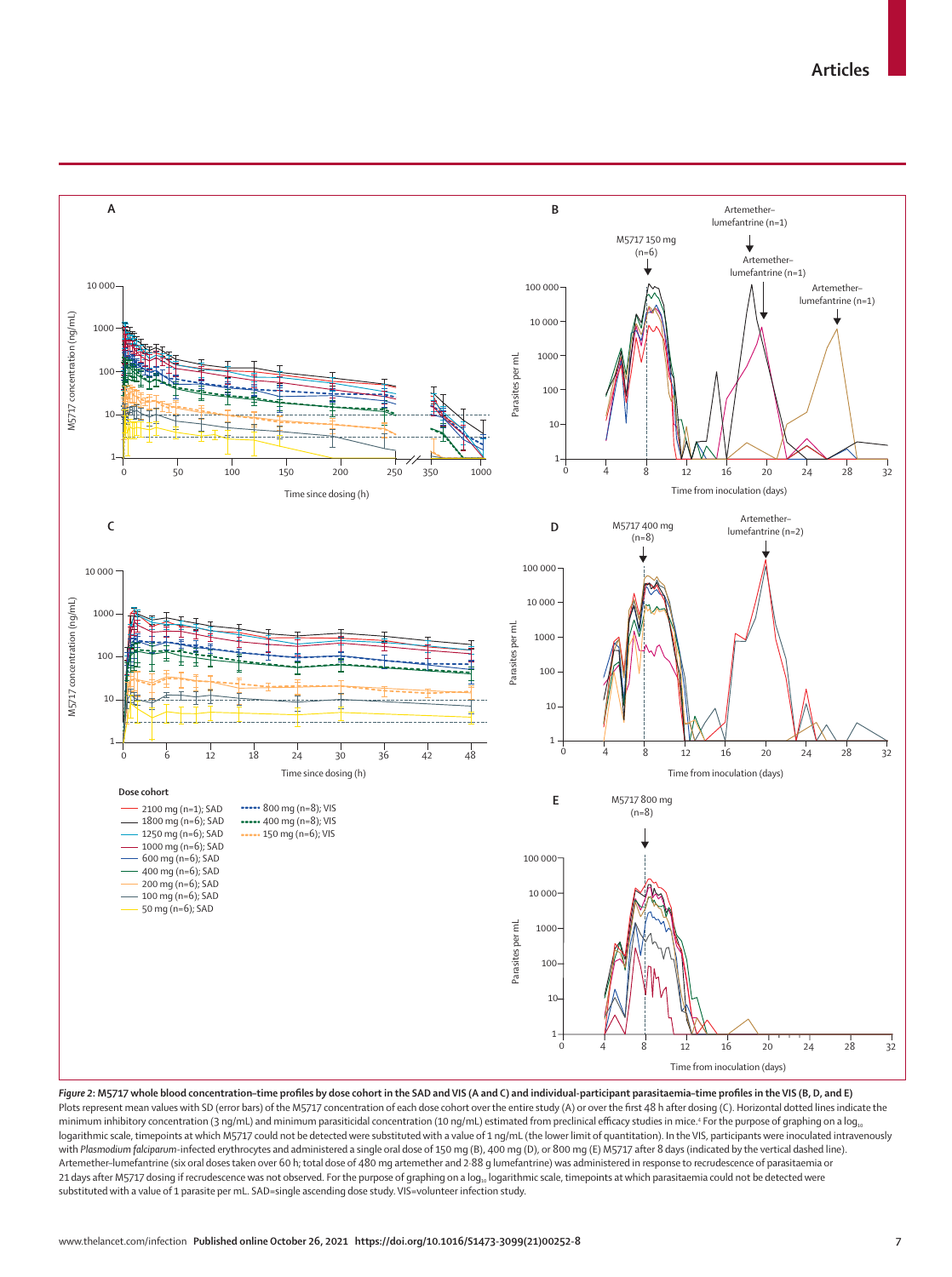*Figure 2:* **M5717 whole blood concentration–time profiles by dose cohort in the SAD and VIS (A and C) and individual-participant parasitaemia–time profiles in the VIS (B, D, and E)**

Plots represent mean values with SD (error bars) of the M5717 concentration of each dose cohort over the entire study (A) or over the first 48 h after dosing (C). Horizontal dotted lines indicate the minimum inhibitory concentration (3 ng/mL) and minimum parasiticidal concentration (10 ng/mL) estimated from preclinical efficacy studies in mice.[4] For the purpose of graphing on a $\log_{10}$ logarithmic scale, timepoints at which M5717 could not be detected were substituted with a value of 1 ng/mL (the lower limit of quantitation). In the VIS, participants were inoculated intravenously with *Plasmodium falciparum*-infected erythrocytes and administered a single oral dose of 150 mg (B), 400 mg (D), or 800 mg (E) M5717 after 8 days (indicated by the vertical dashed line). Artemether–lumefantrine (six oral doses taken over 60 h; total dose of 480 mg artemether and 2·88 g lumefantrine) was administered in response to recrudescence of parasitaemia or 21 days after M5717 dosing if recrudescence was not observed. For the purpose of graphing on a $\log_{10}$ logarithmic scale, timepoints at which parasitaemia could not be detected were substituted with a value of 1 parasite per mL. SAD=single ascending dose study. VIS=volunteer infection study.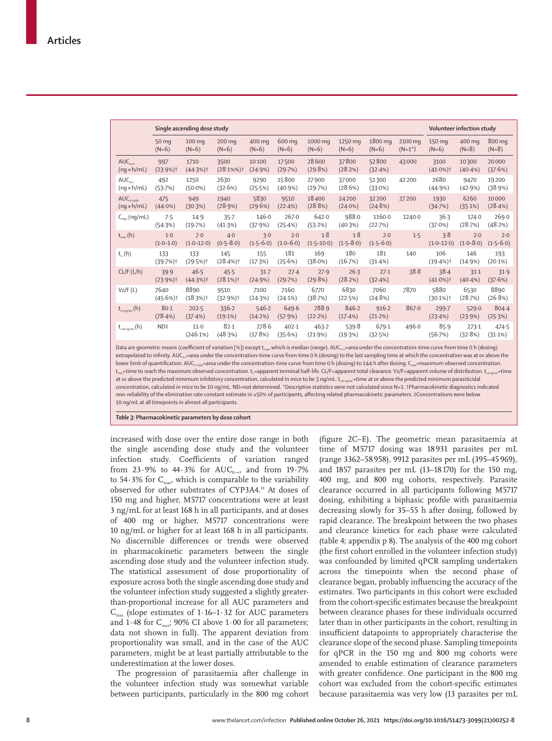| | Single ascending dose study | | | | | | | | | Volunteer infection study | | |
|---|---|---|---|---|---|---|---|---|---|---|---|---|
| | 50 mg (N=6) | 100 mg (N=6) | 200 mg (N=6) | 400 mg (N=6) | 600 mg (N=6) | 1000 mg (N=6) | 1250 mg (N=6) | 1800 mg (N=6) | 2100 mg (N=1*) | 150 mg (N=6) | 400 mg (N=8) | 800 mg (N=8) |
| $AUC_{0-\infty}$ (ng × h/mL) | 997 (23·9%)† | 1710 (44·3%)† | 3500 (28·1%%)† | 10 100 (24·9%) | 17 500 (29·7%) | 28 600 (29·8%) | 37 800 (28·2%) | 52 800 (32·4%) | 43 000 | 3100 (41·0%)† | 10 300 (40·4%) | 20 000 (37·6%) |
| $AUC_{0-t}$ (ng × h/mL) | 492 (53·7%) | 1250 (50·0%) | 2630 (32·6%) | 9290 (25·5%) | 15 800 (40·9%) | 27 900 (29·7%) | 37 000 (28·6%) | 51 300 (33·0%) | 42 200 | 2680 (44·9%) | 9470 (42·9%) | 19 200 (38·9%) |
| $AUC_{0-144h}$ (ng × h/mL) | 475 (44·0%) | 949 (30·3%) | 1940 (28·9%) | 5830 (29·6%) | 9510 (22·4%) | 18 400 (28·8%) | 24 200 (24·0%) | 32 200 (24·8%) | 27 200 | 1930 (34·7%) | 6260 (35·1%) | 10 000 (28·4%) |
| $C_{max}$ (ng/mL) | 7·5 (54·3%) | 14·9 (19·7%) | 35·7 (41·3%) | 146·0 (37·9%) | 267·0 (25·4%) | 642·0 (53·2%) | 988·0 (40·3%) | 1160·0 (22·7%) | 1240·0 | 36·3 (37·0%) | 174·0 (28·7%) | 269·0 (48·2%) |
| $t_{max}$ (h) | 1·0 (1·0–1·0) | 7·0 (1·0–12·0) | 4·0 (0·5–8·0) | 3·0 (1·5–6·0) | 2·0 (1·0–6·0) | 1·8 (1·5–10·0) | 1·8 (1·5–8·0) | 2·0 (1·5–6·0) | 1·5 | 3·8 (1·0–12·0) | 2·0 (1·0–8·0) | 2·0 (1·5–6·0) |
| $t_{½}$ (h) | 133 (39·7%)† | 133 (29·5%)† | 145 (28·4%)† | 155 (17·3%) | 181 (25·6%) | 169 (38·0%) | 180 (16·7%) | 181 (31·4%) | 140 | 106 (19·4%)† | 146 (14·9%) | 193 (20·1%) |
| CL/F (L/h) | 39·9 (23·9%)† | 46·5 (44·3%)† | 45·5 (28·1%)† | 31·7 (24·9%) | 27·4 (29·7%) | 27·9 (29·8%) | 26·3 (28·2%) | 27·1 (32·4%) | 38·8 | 38·4 (41·0%)† | 31·1 (40·4%) | 31·9 (37·6%) |
| Vz/F (L) | 7640 (45·6%)† | 8890 (18·3%)† | 9510 (32·9%)† | 7100 (24·3%) | 7160 (24·1%) | 6770 (38·7%) | 6830 (22·5%) | 7060 (24·8%) | 7870 | 5880 (30·1%)† | 6530 (28·7%) | 8890 (26·8%) |
| $t_{>3\ ng/mL}$ (h) | 80·1 (78·4%) | 202·5 (37·4%) | 336·2 (19·1%) | 546·2 (14·2%) | 649·6 (57·9%) | 788·9 (22·2%) | 846·2 (17·4%) | 916·2 (21·2%) | 867·0 | 299·7 (23·4%) | 529·0 (23·9%) | 804·4 (25·3%) |
| $t_{>10\ ng/mL}$ (h) | ND‡ | 11·0 (246·1%) | 82·1 (48·3%) | 278·6 (17·8%) | 402·1 (35·6%) | 463·2 (21·9%) | 539·8 (19·3%) | 679·1 (32·5%) | 496·0 | 85·9 (56·7%) | 273·1 (32·8%) | 474·5 (31·1%) |

Data are geometric means (coefficient of variation [%]) except $t_{max}$, which is median (range). $AUC_{0-\infty}$=area under the concentration–time curve from time 0 h (dosing) extrapolated to infinity. $AUC_{0-t}$=area under the concentration–time curve from time 0 h (dosing) to the last sampling time at which the concentration was at or above the lower limit of quantification. $AUC_{0-144h}$=area under the concentration–time curve from time 0 h (dosing) to 144 h after dosing. $C_{max}$=maximum observed concentration. $t_{max}$=time to reach the maximum observed concentration. $t_{½}$=apparent terminal half-life. CL/F=apparent total clearance. Vz/F=apparent volume of distribution. $t_{>3\ ng/mL}$=time at or above the predicted minimum inhibitory concentration, calculated in mice to be 3 ng/mL. $t_{>10\ ng/mL}$=time at or above the predicted minimum parasiticidal concentration, calculated in mice to be 10 ng/mL. ND=not determined. *Descriptive statistics were not calculated since N=1. †Pharmacokinetic diagnostics indicated non-reliability of the elimination rate constant estimate in ≥50% of participants, affecting related pharmacokinetic parameters. ‡Concentrations were below 10 ng/mL at all timepoints in almost all participants.

*Table 3:* **Pharmacokinetic parameters by dose cohort**

increased with dose over the entire dose range in both the single ascending dose study and the volunteer infection study. Coefficients of variation ranged from 23·9% to 44·3% for $AUC_{0-\infty}$, and from 19·7% to 54·3% for $C_{max}$, which is comparable to the variability observed for other substrates of CYP3A4.[19] At doses of 150 mg and higher, M5717 concentrations were at least 3 ng/mL for at least 168 h in all participants, and at doses of 400 mg or higher, M5717 concentrations were 10 ng/mL or higher for at least 168 h in all participants. No discernible differences or trends were observed in pharmacokinetic parameters between the single ascending dose study and the volunteer infection study. The statistical assessment of dose proportionality of exposure across both the single ascending dose study and the volunteer infection study suggested a slightly greater-than-proportional increase for all AUC parameters and $C_{max}$ (slope estimates of 1·16–1·32 for AUC parameters and 1·48 for $C_{max}$; 90% CI above 1·00 for all parameters; data not shown in full). The apparent deviation from proportionality was small, and in the case of the AUC parameters, might be at least partially attributable to the underestimation at the lower doses.

The progression of parasitaemia after challenge in the volunteer infection study was somewhat variable between participants, particularly in the 800 mg cohort (figure 2C–E). The geometric mean parasitaemia at time of M5717 dosing was 18 931 parasites per mL (range 3362–58 958), 9912 parasites per mL (395–45 969), and 1857 parasites per mL (13–18 170) for the 150 mg, 400 mg, and 800 mg cohorts, respectively. Parasite clearance occurred in all participants following M5717 dosing, exhibiting a biphasic profile with parasitaemia decreasing slowly for 35–55 h after dosing, followed by rapid clearance. The breakpoint between the two phases and clearance kinetics for each phase were calculated (table 4; appendix p 8). The analysis of the 400 mg cohort (the first cohort enrolled in the volunteer infection study) was confounded by limited qPCR sampling undertaken across the timepoints when the second phase of clearance began, probably influencing the accuracy of the estimates. Two participants in this cohort were excluded from the cohort-specific estimates because the breakpoint between clearance phases for these individuals occurred later than in other participants in the cohort, resulting in insufficient datapoints to appropriately characterise the clearance slope of the second phase. Sampling timepoints for qPCR in the 150 mg and 800 mg cohorts were amended to enable estimation of clearance parameters with greater confidence. One participant in the 800 mg cohort was excluded from the cohort-specific estimates because parasitaemia was very low (13 parasites per mL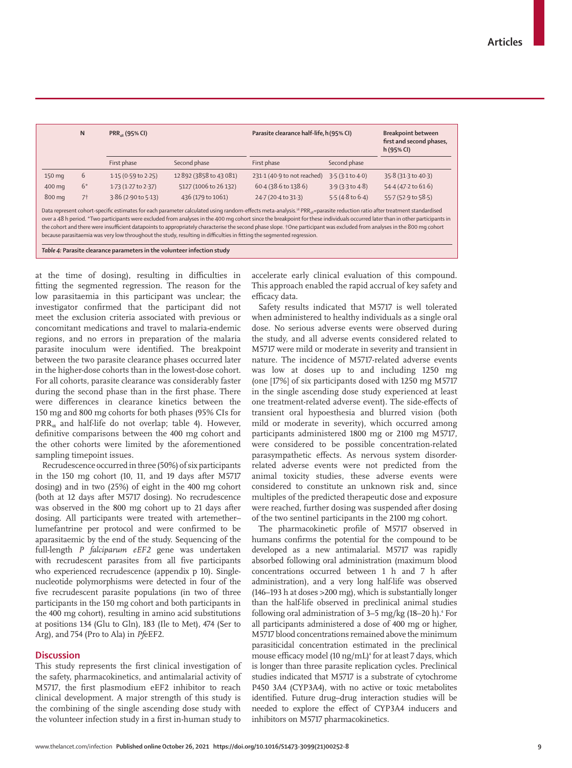| | N | $PRR_{48}$ (95% CI) | | Parasite clearance half-life, h (95% CI) | | Breakpoint between first and second phases, h (95% CI) |
|---|---|---|---|---|---|---|
| | | First phase | Second phase | First phase | Second phase | |
| 150 mg | 6 | 1·15 (0·59 to 2·25) | 12 892 (3858 to 43 081) | 231·1 (40·9 to not reached) | 3·5 (3·1 to 4·0) | 35·8 (31·3 to 40·3) |
| 400 mg | 6* | 1·73 (1·27 to 2·37) | 5127 (1006 to 26 132) | 60·4 (38·6 to 138·6) | 3·9 (3·3 to 4·8) | 54·4 (47·2 to 61·6) |
| 800 mg | 7† | 3·86 (2·90 to 5·13) | 436 (179 to 1061) | 24·7 (20·4 to 31·3) | 5·5 (4·8 to 6·4) | 55·7 (52·9 to 58·5) |

Data represent cohort-specific estimates for each parameter calculated using random-effects meta-analysis.[18] $PRR_{48}$=parasite reduction ratio after treatment standardised over a 48 h period. *Two participants were excluded from analyses in the 400 mg cohort since the breakpoint for these individuals occurred later than in other participants in the cohort and there were insufficient datapoints to appropriately characterise the second phase slope. †One participant was excluded from analyses in the 800 mg cohort because parasitaemia was very low throughout the study, resulting in difficulties in fitting the segmented regression.

*Table 4:* **Parasite clearance parameters in the volunteer infection study**

at the time of dosing), resulting in difficulties in fitting the segmented regression. The reason for the low parasitaemia in this participant was unclear; the investigator confirmed that the participant did not meet the exclusion criteria associated with previous or concomitant medications and travel to malaria-endemic regions, and no errors in preparation of the malaria parasite inoculum were identified. The breakpoint between the two parasite clearance phases occurred later in the higher-dose cohorts than in the lowest-dose cohort. For all cohorts, parasite clearance was considerably faster during the second phase than in the first phase. There were differences in clearance kinetics between the 150 mg and 800 mg cohorts for both phases (95% CIs for $PRR_{48}$ and half-life do not overlap; table 4). However, definitive comparisons between the 400 mg cohort and the other cohorts were limited by the aforementioned sampling timepoint issues.

Recrudescence occurred in three (50%) of six participants in the 150 mg cohort (10, 11, and 19 days after M5717 dosing) and in two (25%) of eight in the 400 mg cohort (both at 12 days after M5717 dosing). No recrudescence was observed in the 800 mg cohort up to 21 days after dosing. All participants were treated with artemether–lumefantrine per protocol and were confirmed to be aparasitaemic by the end of the study. Sequencing of the full-length *P falciparum eEF2* gene was undertaken with recrudescent parasites from all five participants who experienced recrudescence (appendix p 10). Single-nucleotide polymorphisms were detected in four of the five recrudescent parasite populations (in two of three participants in the 150 mg cohort and both participants in the 400 mg cohort), resulting in amino acid substitutions at positions 134 (Glu to Gln), 183 (Ile to Met), 474 (Ser to Arg), and 754 (Pro to Ala) in *Pf*eEF2.

## Discussion

This study represents the first clinical investigation of the safety, pharmacokinetics, and antimalarial activity of M5717, the first plasmodium eEF2 inhibitor to reach clinical development. A major strength of this study is the combining of the single ascending dose study with the volunteer infection study in a first in-human study to accelerate early clinical evaluation of this compound. This approach enabled the rapid accrual of key safety and efficacy data.

Safety results indicated that M5717 is well tolerated when administered to healthy individuals as a single oral dose. No serious adverse events were observed during the study, and all adverse events considered related to M5717 were mild or moderate in severity and transient in nature. The incidence of M5717-related adverse events was low at doses up to and including 1250 mg (one [17%] of six participants dosed with 1250 mg M5717 in the single ascending dose study experienced at least one treatment-related adverse event). The side-effects of transient oral hypoesthesia and blurred vision (both mild or moderate in severity), which occurred among participants administered 1800 mg or 2100 mg M5717, were considered to be possible concentration-related parasympathetic effects. As nervous system disorder-related adverse events were not predicted from the animal toxicity studies, these adverse events were considered to constitute an unknown risk and, since multiples of the predicted therapeutic dose and exposure were reached, further dosing was suspended after dosing of the two sentinel participants in the 2100 mg cohort.

The pharmacokinetic profile of M5717 observed in humans confirms the potential for the compound to be developed as a new antimalarial. M5717 was rapidly absorbed following oral administration (maximum blood concentrations occurred between 1 h and 7 h after administration), and a very long half-life was observed (146–193 h at doses >200 mg), which is substantially longer than the half-life observed in preclinical animal studies following oral administration of 3–5 mg/kg (18–20 h).[4] For all participants administered a dose of 400 mg or higher, M5717 blood concentrations remained above the minimum parasiticidal concentration estimated in the preclinical mouse efficacy model (10 ng/mL)[4] for at least 7 days, which is longer than three parasite replication cycles. Preclinical studies indicated that M5717 is a substrate of cytochrome P450 3A4 (CYP3A4), with no active or toxic metabolites identified. Future drug–drug interaction studies will be needed to explore the effect of CYP3A4 inducers and inhibitors on M5717 pharmacokinetics.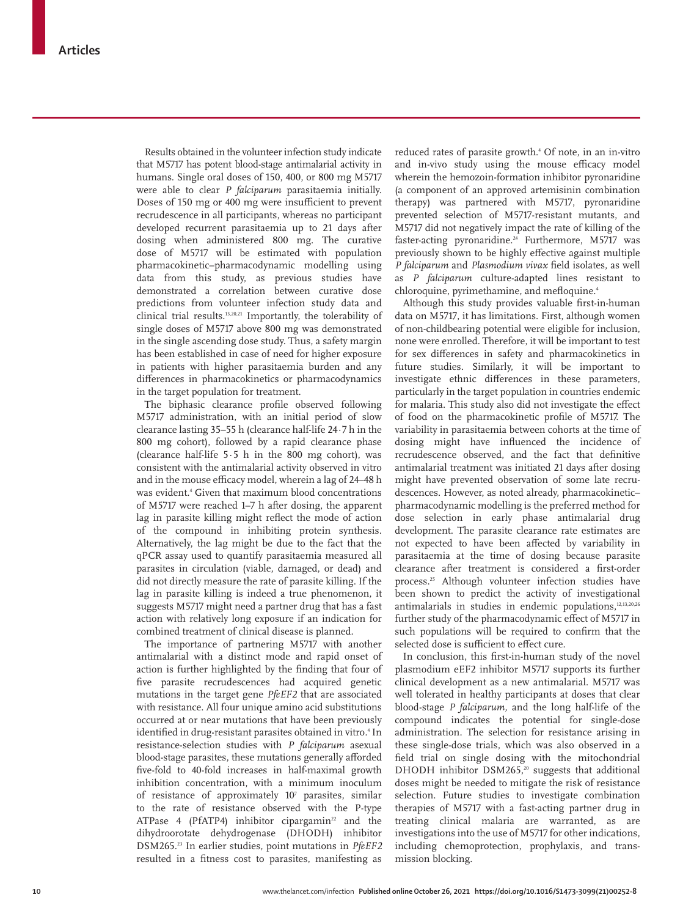Results obtained in the volunteer infection study indicate that M5717 has potent blood-stage antimalarial activity in humans. Single oral doses of 150, 400, or 800 mg M5717 were able to clear *P falciparum* parasitaemia initially. Doses of 150 mg or 400 mg were insufficient to prevent recrudescence in all participants, whereas no participant developed recurrent parasitaemia up to 21 days after dosing when administered 800 mg. The curative dose of M5717 will be estimated with population pharmacokinetic–pharmacodynamic modelling using data from this study, as previous studies have demonstrated a correlation between curative dose predictions from volunteer infection study data and clinical trial results.[13,20,21] Importantly, the tolerability of single doses of M5717 above 800 mg was demonstrated in the single ascending dose study. Thus, a safety margin has been established in case of need for higher exposure in patients with higher parasitaemia burden and any differences in pharmacokinetics or pharmacodynamics in the target population for treatment.

The biphasic clearance profile observed following M5717 administration, with an initial period of slow clearance lasting 35–55 h (clearance half-life 24·7 h in the 800 mg cohort), followed by a rapid clearance phase (clearance half-life 5·5 h in the 800 mg cohort), was consistent with the antimalarial activity observed in vitro and in the mouse efficacy model, wherein a lag of 24–48 h was evident.[4] Given that maximum blood concentrations of M5717 were reached 1–7 h after dosing, the apparent lag in parasite killing might reflect the mode of action of the compound in inhibiting protein synthesis. Alternatively, the lag might be due to the fact that the qPCR assay used to quantify parasitaemia measured all parasites in circulation (viable, damaged, or dead) and did not directly measure the rate of parasite killing. If the lag in parasite killing is indeed a true phenomenon, it suggests M5717 might need a partner drug that has a fast action with relatively long exposure if an indication for combined treatment of clinical disease is planned.

The importance of partnering M5717 with another antimalarial with a distinct mode and rapid onset of action is further highlighted by the finding that four of five parasite recrudescences had acquired genetic mutations in the target gene *PfeEF2* that are associated with resistance. All four unique amino acid substitutions occurred at or near mutations that have been previously identified in drug-resistant parasites obtained in vitro.[4] In resistance-selection studies with *P falciparum* asexual blood-stage parasites, these mutations generally afforded five-fold to 40-fold increases in half-maximal growth inhibition concentration, with a minimum inoculum of resistance of approximately $10^7$ parasites, similar to the rate of resistance observed with the P-type ATPase 4 (PfATP4) inhibitor cipargamin[22] and the dihydroorotate dehydrogenase (DHODH) inhibitor DSM265.[23] In earlier studies, point mutations in *PfeEF2* resulted in a fitness cost to parasites, manifesting as reduced rates of parasite growth.[4] Of note, in an in-vitro and in-vivo study using the mouse efficacy model wherein the hemozoin-formation inhibitor pyronaridine (a component of an approved artemisinin combination therapy) was partnered with M5717, pyronaridine prevented selection of M5717-resistant mutants, and M5717 did not negatively impact the rate of killing of the faster-acting pyronaridine.[24] Furthermore, M5717 was previously shown to be highly effective against multiple *P falciparum* and *Plasmodium vivax* field isolates, as well as *P falciparum* culture-adapted lines resistant to chloroquine, pyrimethamine, and mefloquine.[4]

Although this study provides valuable first-in-human data on M5717, it has limitations. First, although women of non-childbearing potential were eligible for inclusion, none were enrolled. Therefore, it will be important to test for sex differences in safety and pharmacokinetics in future studies. Similarly, it will be important to investigate ethnic differences in these parameters, particularly in the target population in countries endemic for malaria. This study also did not investigate the effect of food on the pharmacokinetic profile of M5717. The variability in parasitaemia between cohorts at the time of dosing might have influenced the incidence of recrudescence observed, and the fact that definitive antimalarial treatment was initiated 21 days after dosing might have prevented observation of some late recrudescences. However, as noted already, pharmacokinetic–pharmacodynamic modelling is the preferred method for dose selection in early phase antimalarial drug development. The parasite clearance rate estimates are not expected to have been affected by variability in parasitaemia at the time of dosing because parasite clearance after treatment is considered a first-order process.[25] Although volunteer infection studies have been shown to predict the activity of investigational antimalarials in studies in endemic populations,[12,13,20,26] further study of the pharmacodynamic effect of M5717 in such populations will be required to confirm that the selected dose is sufficient to effect cure.

In conclusion, this first-in-human study of the novel plasmodium eEF2 inhibitor M5717 supports its further clinical development as a new antimalarial. M5717 was well tolerated in healthy participants at doses that clear blood-stage *P falciparum*, and the long half-life of the compound indicates the potential for single-dose administration. The selection for resistance arising in these single-dose trials, which was also observed in a field trial on single dosing with the mitochondrial DHODH inhibitor DSM265,[20] suggests that additional doses might be needed to mitigate the risk of resistance selection. Future studies to investigate combination therapies of M5717 with a fast-acting partner drug in treating clinical malaria are warranted, as are investigations into the use of M5717 for other indications, including chemoprotection, prophylaxis, and transmission blocking.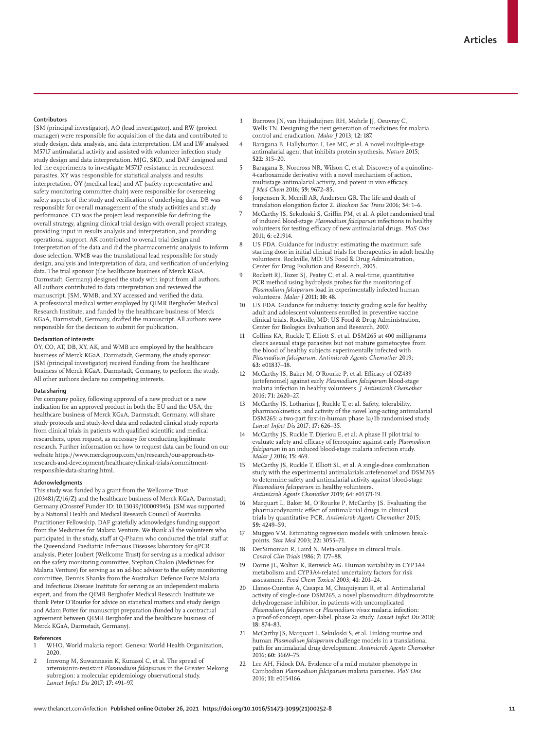### Contributors

JSM (principal investigator), AO (lead investigator), and RW (project manager) were responsible for acquisition of the data and contributed to study design, data analysis, and data interpretation. LM and LW analysed M5717 antimalarial activity and assisted with volunteer infection study study design and data interpretation. MJG, SKD, and DAF designed and led the experiments to investigate M5717 resistance in recrudescent parasites. XY was responsible for statistical analysis and results interpretation. ÖY (medical lead) and AT (safety representative and safety monitoring committee chair) were responsible for overseeing safety aspects of the study and verification of underlying data. DB was responsible for overall management of the study activities and study performance. CO was the project lead responsible for defining the overall strategy, aligning clinical trial design with overall project strategy, providing input in results analysis and interpretation, and providing operational support. AK contributed to overall trial design and interpretation of the data and did the pharmacometric analysis to inform dose selection. WMB was the translational lead responsible for study design, analysis and interpretation of data, and verification of underlying data. The trial sponsor (the healthcare business of Merck KGaA, Darmstadt, Germany) designed the study with input from all authors. All authors contributed to data interpretation and reviewed the manuscript. JSM, WMB, and XY accessed and verified the data. A professional medical writer employed by QIMR Berghofer Medical Research Institute, and funded by the healthcare business of Merck KGaA, Darmstadt, Germany, drafted the manuscript. All authors were responsible for the decision to submit for publication.

### Declaration of interests

ÖY, CO, AT, DB, XY, AK, and WMB are employed by the healthcare business of Merck KGaA, Darmstadt, Germany, the study sponsor. JSM (principal investigator) received funding from the healthcare business of Merck KGaA, Darmstadt, Germany, to perform the study. All other authors declare no competing interests.

### Data sharing

Per company policy, following approval of a new product or a new indication for an approved product in both the EU and the USA, the healthcare business of Merck KGaA, Darmstadt, Germany, will share study protocols and study-level data and redacted clinical study reports from clinical trials in patients with qualified scientific and medical researchers, upon request, as necessary for conducting legitimate research. Further information on how to request data can be found on our website https://www.merckgroup.com/en/research/our-approach-to-research-and-development/healthcare/clinical-trials/commitment-responsible-data-sharing.html.

### Acknowledgments

This study was funded by a grant from the Wellcome Trust (203481/Z/16/Z) and the healthcare business of Merck KGaA, Darmstadt, Germany (Crossref Funder ID: 10.13039/100009945). JSM was supported by a National Health and Medical Research Council of Australia Practitioner Fellowship. DAF gratefully acknowledges funding support from the Medicines for Malaria Venture. We thank all the volunteers who participated in the study, staff at Q-Pharm who conducted the trial, staff at the Queensland Paediatric Infectious Diseases laboratory for qPCR analysis, Pieter Joubert (Wellcome Trust) for serving as a medical advisor on the safety monitoring committee, Stephan Chalon (Medicines for Malaria Venture) for serving as an ad-hoc advisor to the safety monitoring committee, Dennis Shanks from the Australian Defence Force Malaria and Infectious Disease Institute for serving as an independent malaria expert, and from the QIMR Berghofer Medical Research Institute we thank Peter O'Rourke for advice on statistical matters and study design and Adam Potter for manuscript preparation (funded by a contractual agreement between QIMR Berghofer and the healthcare business of Merck KGaA, Darmstadt, Germany).

### References

1. WHO. World malaria report. Geneva: World Health Organization, 2020.
2. Imwong M, Suwannasin K, Kunasol C, et al. The spread of artemisinin-resistant *Plasmodium falciparum* in the Greater Mekong subregion: a molecular epidemiology observational study. *Lancet Infect Dis* 2017; **17:** 491–97.
3. Burrows JN, van Huijsduijnen RH, Mohrle JJ, Oeuvray C, Wells TN. Designing the next generation of medicines for malaria control and eradication. *Malar J* 2013; **12:** 187.
4. Baragana B, Hallyburton I, Lee MC, et al. A novel multiple-stage antimalarial agent that inhibits protein synthesis. *Nature* 2015; **522:** 315–20.
5. Baragana B, Norcross NR, Wilson C, et al. Discovery of a quinoline-4-carboxamide derivative with a novel mechanism of action, multistage antimalarial activity, and potent in vivo efficacy. *J Med Chem* 2016; **59:** 9672–85.
6. Jorgensen R, Merrill AR, Andersen GR. The life and death of translation elongation factor 2. *Biochem Soc Trans* 2006; **34:** 1–6.
7. McCarthy JS, Sekuloski S, Griffin PM, et al. A pilot randomised trial of induced blood-stage *Plasmodium falciparum* infections in healthy volunteers for testing efficacy of new antimalarial drugs. *PloS One* 2011; **6:** e21914.
8. US FDA. Guidance for industry: estimating the maximum safe starting dose in initial clinical trials for therapeutics in adult healthy volunteers. Rockville, MD: US Food & Drug Administration, Center for Drug Evalution and Research, 2005.
9. Rockett RJ, Tozer SJ, Peatey C, et al. A real-time, quantitative PCR method using hydrolysis probes for the monitoring of *Plasmodium falciparum* load in experimentally infected human volunteers. *Malar J* 2011; **10:** 48.
10. US FDA. Guidance for industry: toxicity grading scale for healthy adult and adolescent volunteers enrolled in preventive vaccine clinical trials. Rockville, MD: US Food & Drug Administration, Center for Biologics Evaluation and Research, 2007.
11. Collins KA, Ruckle T, Elliott S, et al. DSM265 at 400 milligrams clears asexual stage parasites but not mature gametocytes from the blood of healthy subjects experimentally infected with *Plasmodium falciparum*. *Antimicrob Agents Chemother* 2019; **63:** e01837–18.
12. McCarthy JS, Baker M, O'Rourke P, et al. Efficacy of OZ439 (artefenomel) against early *Plasmodium falciparum* blood-stage malaria infection in healthy volunteers. *J Antimicrob Chemother* 2016; **71:** 2620–27.
13. McCarthy JS, Lotharius J, Ruckle T, et al. Safety, tolerability, pharmacokinetics, and activity of the novel long-acting antimalarial DSM265: a two-part first-in-human phase 1a/1b randomised study. *Lancet Infect Dis* 2017; **17:** 626–35.
14. McCarthy JS, Ruckle T, Djeriou E, et al. A phase II pilot trial to evaluate safety and efficacy of ferroquine against early *Plasmodium falciparum* in an induced blood-stage malaria infection study. *Malar J* 2016; **15:** 469.
15. McCarthy JS, Ruckle T, Elliott SL, et al. A single-dose combination study with the experimental antimalarials artefenomel and DSM265 to determine safety and antimalarial activity against blood-stage *Plasmodium falciparum* in healthy volunteers. *Antimicrob Agents Chemother* 2019; **64:** e01371-19.
16. Marquart L, Baker M, O'Rourke P, McCarthy JS. Evaluating the pharmacodynamic effect of antimalarial drugs in clinical trials by quantitative PCR. *Antimicrob Agents Chemother* 2015; **59:** 4249–59.
17. Muggeo VM. Estimating regression models with unknown break-points. *Stat Med* 2003; **22:** 3055–71.
18. DerSimonian R, Laird N. Meta-analysis in clinical trials. *Control Clin Trials* 1986; **7:** 177–88.
19. Dorne JL, Walton K, Renwick AG. Human variability in CYP3A4 metabolism and CYP3A4-related uncertainty factors for risk assessment. *Food Chem Toxicol* 2003; **41:** 201–24.
20. Llanos-Cuentas A, Casapia M, Chuquiyauri R, et al. Antimalarial activity of single-dose DSM265, a novel plasmodium dihydroorotate dehydrogenase inhibitor, in patients with uncomplicated *Plasmodium falciparum* or *Plasmodium vivax* malaria infection: a proof-of-concept, open-label, phase 2a study. *Lancet Infect Dis* 2018; **18:** 874–83.
21. McCarthy JS, Marquart L, Sekuloski S, et al. Linking murine and human *Plasmodium falciparum* challenge models in a translational path for antimalarial drug development. *Antimicrob Agents Chemother* 2016; **60:** 3669–75.
22. Lee AH, Fidock DA. Evidence of a mild mutator phenotype in Cambodian *Plasmodium falciparum* malaria parasites. *PloS One* 2016; **11:** e0154166.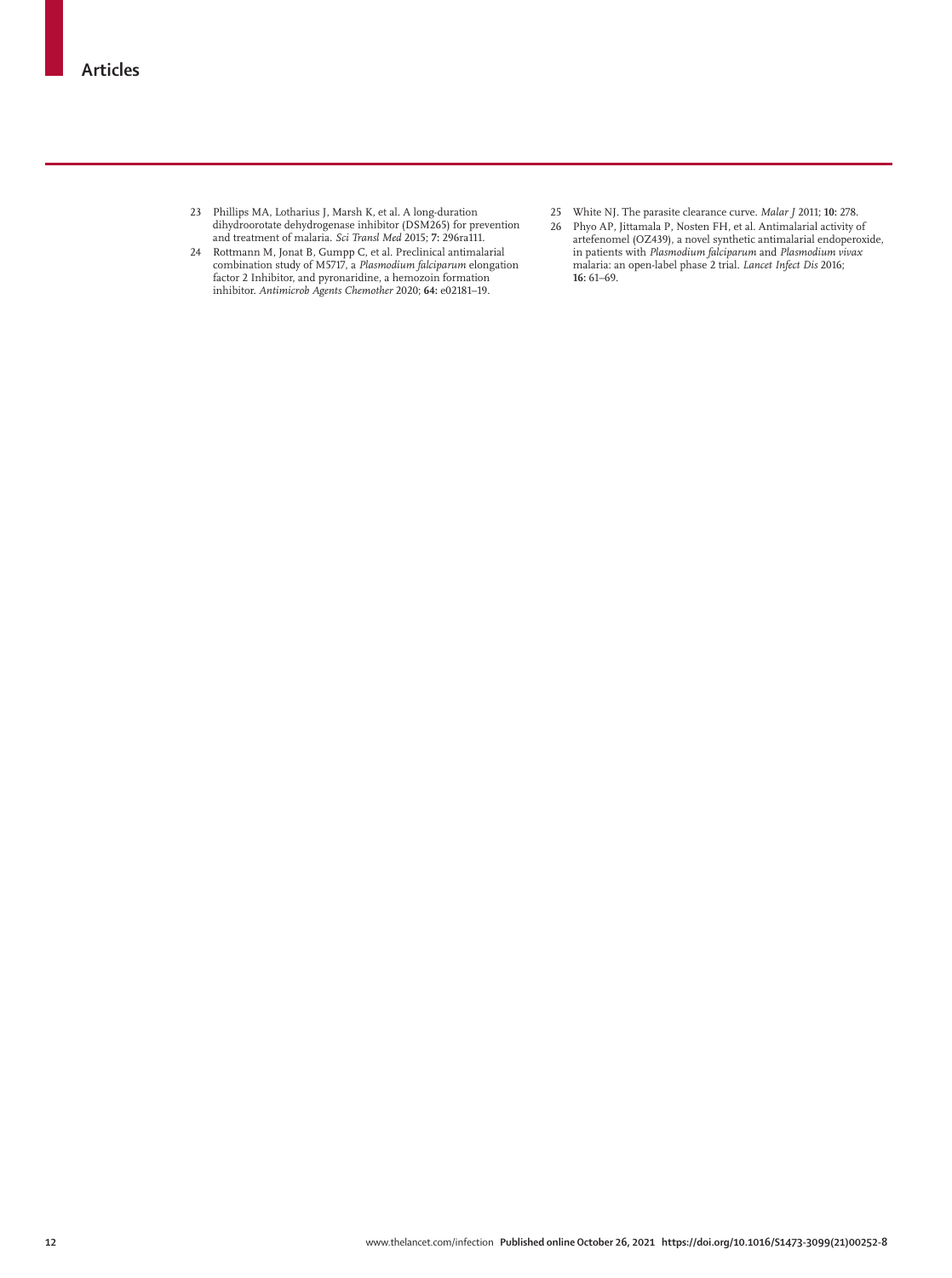23 Phillips MA, Lotharius J, Marsh K, et al. A long-duration dihydroorotate dehydrogenase inhibitor (DSM265) for prevention and treatment of malaria. *Sci Transl Med* 2015; **7:** 296ra111.

24 Rottmann M, Jonat B, Gumpp C, et al. Preclinical antimalarial combination study of M5717, a *Plasmodium falciparum* elongation factor 2 Inhibitor, and pyronaridine, a hemozoin formation inhibitor. *Antimicrob Agents Chemother* 2020; **64:** e02181–19.

25 White NJ. The parasite clearance curve. *Malar J* 2011; **10:** 278.

26 Phyo AP, Jittamala P, Nosten FH, et al. Antimalarial activity of artefenomel (OZ439), a novel synthetic antimalarial endoperoxide, in patients with *Plasmodium falciparum* and *Plasmodium vivax* malaria: an open-label phase 2 trial. *Lancet Infect Dis* 2016; **16:** 61–69.